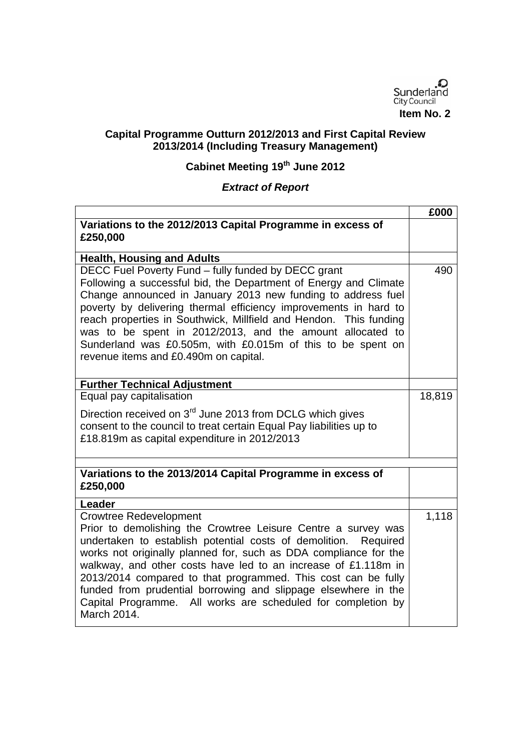Sunderland City Council

**Item No. 2**

## Capital Programme Outturn 2012/2013 and First Capital Review 2013/2014 (Including Treasury Management)

### Cabinet Meeting 19th June 2012

### *Extract of Report*

| | £000 |
|---|---|
| **Variations to the 2012/2013 Capital Programme in excess of £250,000** | |
| **Health, Housing and Adults** | |
| DECC Fuel Poverty Fund – fully funded by DECC grant<br>Following a successful bid, the Department of Energy and Climate Change announced in January 2013 new funding to address fuel poverty by delivering thermal efficiency improvements in hard to reach properties in Southwick, Millfield and Hendon. This funding was to be spent in 2012/2013, and the amount allocated to Sunderland was £0.505m, with £0.015m of this to be spent on revenue items and £0.490m on capital. | 490 |
| **Further Technical Adjustment** | |
| Equal pay capitalisation<br>Direction received on 3rd June 2013 from DCLG which gives consent to the council to treat certain Equal Pay liabilities up to £18.819m as capital expenditure in 2012/2013 | 18,819 |
| | |
| **Variations to the 2013/2014 Capital Programme in excess of £250,000** | |
| **Leader** | |
| Crowtree Redevelopment<br>Prior to demolishing the Crowtree Leisure Centre a survey was undertaken to establish potential costs of demolition. Required works not originally planned for, such as DDA compliance for the walkway, and other costs have led to an increase of £1.118m in 2013/2014 compared to that programmed. This cost can be fully funded from prudential borrowing and slippage elsewhere in the Capital Programme. All works are scheduled for completion by March 2014. | 1,118 |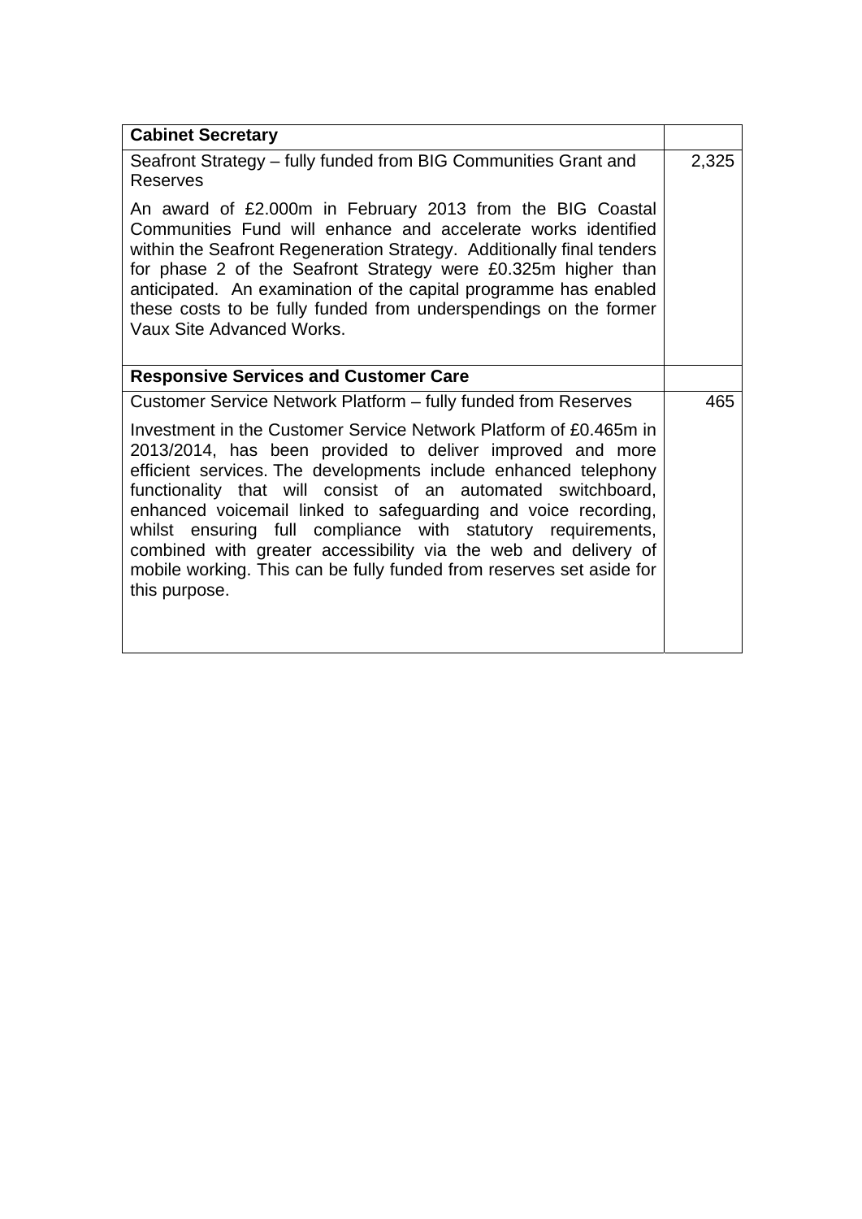| | |
|---|---|
| **Cabinet Secretary** | |
| Seafront Strategy – fully funded from BIG Communities Grant and Reserves<br><br>An award of £2.000m in February 2013 from the BIG Coastal Communities Fund will enhance and accelerate works identified within the Seafront Regeneration Strategy. Additionally final tenders for phase 2 of the Seafront Strategy were £0.325m higher than anticipated. An examination of the capital programme has enabled these costs to be fully funded from underspendings on the former Vaux Site Advanced Works. | 2,325 |
| **Responsive Services and Customer Care** | |
| Customer Service Network Platform – fully funded from Reserves<br><br>Investment in the Customer Service Network Platform of £0.465m in 2013/2014, has been provided to deliver improved and more efficient services. The developments include enhanced telephony functionality that will consist of an automated switchboard, enhanced voicemail linked to safeguarding and voice recording, whilst ensuring full compliance with statutory requirements, combined with greater accessibility via the web and delivery of mobile working. This can be fully funded from reserves set aside for this purpose. | 465 |